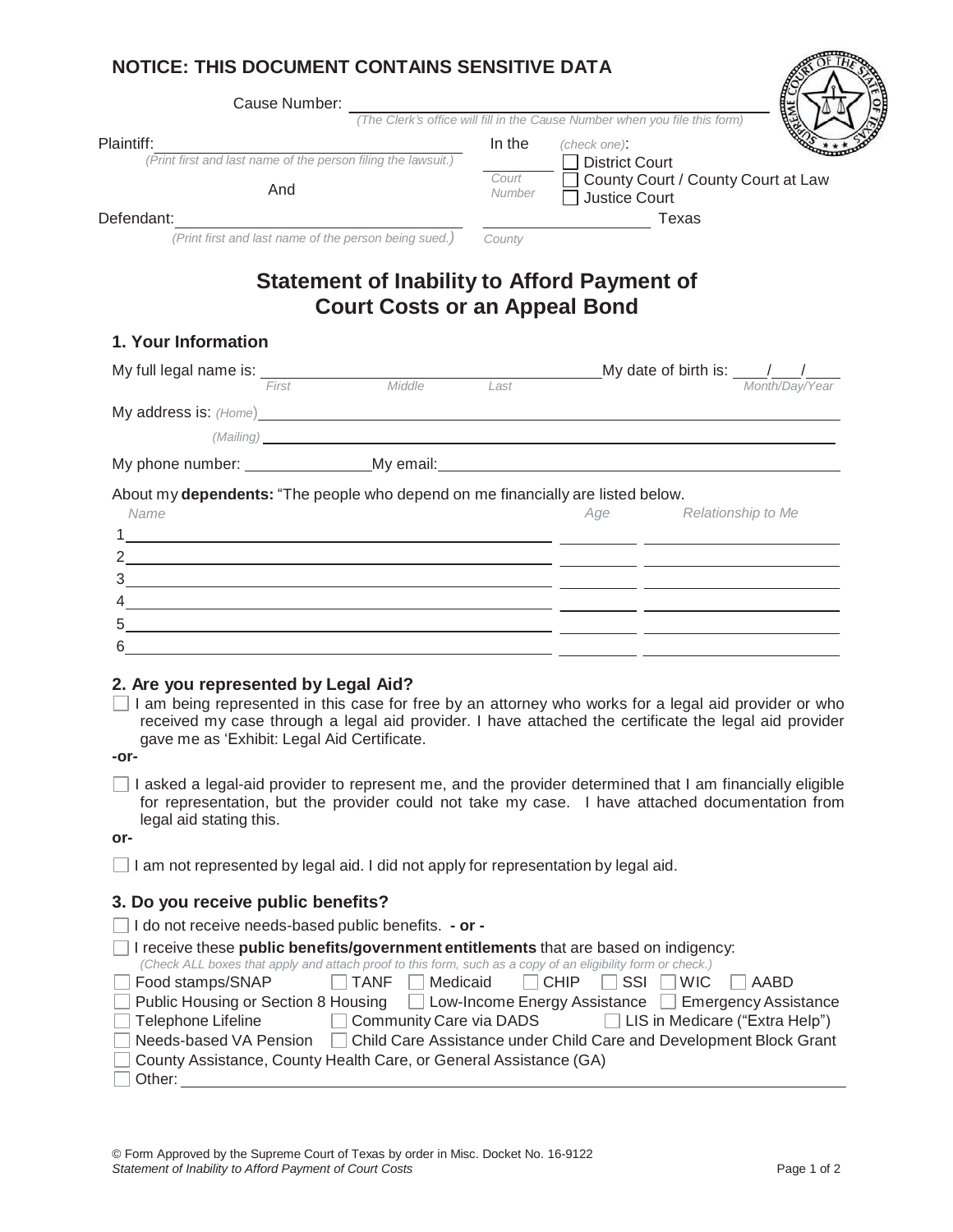**NOTICE: THIS DOCUMENT CONTAINS SENSITIVE DATA**

Cause Number: ______________________________
*(The Clerk's office will fill in the Cause Number when you file this form)*

Plaintiff: ______________________________
*(Print first and last name of the person filing the lawsuit.)*

And

Defendant: ______________________________
*(Print first and last name of the person being sued.)*

In the ______ *(check one)*:
*Court Number*

- ☐ District Court
- ☐ County Court / County Court at Law
- ☐ Justice Court

______________ Texas
*County*

# Statement of Inability to Afford Payment of Court Costs or an Appeal Bond

## 1. Your Information

My full legal name is: ______________________________ My date of birth is: ___/___/____
*First Middle Last* *Month/Day/Year*

My address is: *(Home)* ______________________________

*(Mailing)* ______________________________

My phone number: ______________ My email: ______________________________

About my **dependents:** "The people who depend on me financially are listed below.

| | *Name* | *Age* | *Relationship to Me* |
|---|---|---|---|
| 1 | | | |
| 2 | | | |
| 3 | | | |
| 4 | | | |
| 5 | | | |
| 6 | | | |

## 2. Are you represented by Legal Aid?

☐ I am being represented in this case for free by an attorney who works for a legal aid provider or who received my case through a legal aid provider. I have attached the certificate the legal aid provider gave me as 'Exhibit: Legal Aid Certificate.

**-or-**

☐ I asked a legal-aid provider to represent me, and the provider determined that I am financially eligible for representation, but the provider could not take my case. I have attached documentation from legal aid stating this.

**or-**

☐ I am not represented by legal aid. I did not apply for representation by legal aid.

## 3. Do you receive public benefits?

☐ I do not receive needs-based public benefits. **- or -**

☐ I receive these **public benefits/government entitlements** that are based on indigency:
*(Check ALL boxes that apply and attach proof to this form, such as a copy of an eligibility form or check.)*

☐ Food stamps/SNAP ☐ TANF ☐ Medicaid ☐ CHIP ☐ SSI ☐ WIC ☐ AABD
☐ Public Housing or Section 8 Housing ☐ Low-Income Energy Assistance ☐ Emergency Assistance
☐ Telephone Lifeline ☐ Community Care via DADS ☐ LIS in Medicare ("Extra Help")
☐ Needs-based VA Pension ☐ Child Care Assistance under Child Care and Development Block Grant
☐ County Assistance, County Health Care, or General Assistance (GA)
☐ Other: ______________________________

© Form Approved by the Supreme Court of Texas by order in Misc. Docket No. 16-9122
*Statement of Inability to Afford Payment of Court Costs*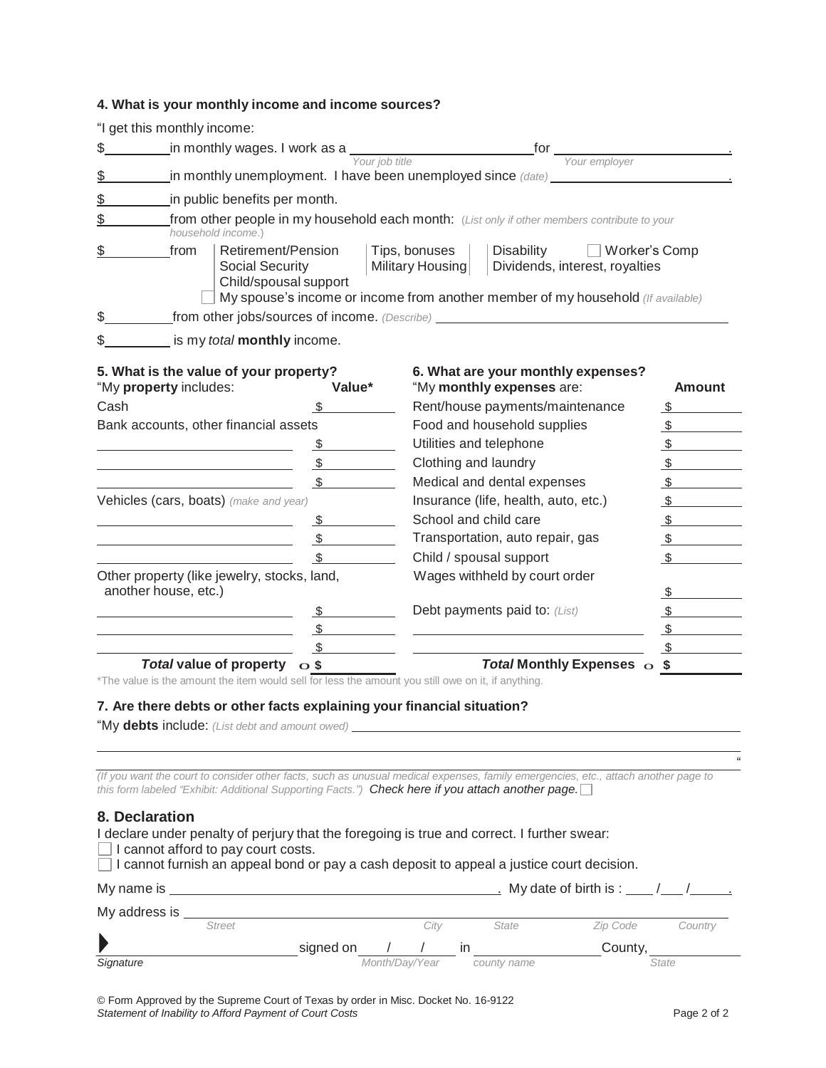### 4. What is your monthly income and income sources?

"I get this monthly income:

$\_\_\_\_\_\_\_\_ in monthly wages. I work as a \_\_\_\_\_\_\_\_\_\_\_\_\_\_\_\_\_\_\_\_ for \_\_\_\_\_\_\_\_\_\_\_\_\_\_\_\_\_\_\_\_.
*Your job title* *Your employer*

$\_\_\_\_\_\_\_\_ in monthly unemployment. I have been unemployed since *(date)* \_\_\_\_\_\_\_\_\_\_\_\_\_\_\_\_\_\_\_\_.

$\_\_\_\_\_\_\_\_ in public benefits per month.

$\_\_\_\_\_\_\_\_ from other people in my household each month: (*List only if other members contribute to your household income.*)

$\_\_\_\_\_\_\_\_ from | Retirement/Pension | Tips, bonuses | Disability | ☐ Worker's Comp | Social Security | Military Housing | Dividends, interest, royalties | Child/spousal support

☐ My spouse's income or income from another member of my household *(If available)*

$\_\_\_\_\_\_\_\_ from other jobs/sources of income. *(Describe)* \_\_\_\_\_\_\_\_\_\_\_\_\_\_\_\_\_\_\_\_

$\_\_\_\_\_\_\_\_ is my *total* **monthly** income.

### 5. What is the value of your property?

| "My **property** includes: | Value* |
|---|---|
| Cash | $ |
| Bank accounts, other financial assets | |
| | $ |
| | $ |
| | $ |
| Vehicles (cars, boats) *(make and year)* | |
| | $ |
| | $ |
| | $ |
| Other property (like jewelry, stocks, land, another house, etc.) | |
| | $ |
| | $ |
| | $ |
| ***Total* value of property** | $ |

*The value is the amount the item would sell for less the amount you still owe on it, if anything.

### 6. What are your monthly expenses?

| "My **monthly expenses** are: | Amount |
|---|---|
| Rent/house payments/maintenance | $ |
| Food and household supplies | $ |
| Utilities and telephone | $ |
| Clothing and laundry | $ |
| Medical and dental expenses | $ |
| Insurance (life, health, auto, etc.) | $ |
| School and child care | $ |
| Transportation, auto repair, gas | $ |
| Child / spousal support | $ |
| Wages withheld by court order | $ |
| Debt payments paid to: *(List)* | $ |
| | $ |
| | $ |
| ***Total* Monthly Expenses** | $ |

### 7. Are there debts or other facts explaining your financial situation?

"My **debts** include: *(List debt and amount owed)* \_\_\_\_\_\_\_\_\_\_\_\_\_\_\_\_\_\_\_\_

\_\_\_\_\_\_\_\_\_\_\_\_\_\_\_\_\_\_\_\_"

*(If you want the court to consider other facts, such as unusual medical expenses, family emergencies, etc., attach another page to this form labeled "Exhibit: Additional Supporting Facts.")* ***Check here if you attach another page.*** ☐

### 8. Declaration

I declare under penalty of perjury that the foregoing is true and correct. I further swear:

☐ I cannot afford to pay court costs.

☐ I cannot furnish an appeal bond or pay a cash deposit to appeal a justice court decision.

My name is \_\_\_\_\_\_\_\_\_\_\_\_\_\_\_\_\_\_\_\_. My date of birth is : \_\_\_ /\_\_\_ /\_\_\_\_\_.

My address is \_\_\_\_\_\_\_\_\_\_\_\_\_\_\_\_\_\_\_\_
*Street* *City* *State* *Zip Code* *Country*

\_\_\_\_\_\_\_\_\_\_\_\_\_\_\_\_\_\_\_\_ signed on \_\_\_ / \_\_\_ / \_\_\_ in \_\_\_\_\_\_\_\_\_\_\_\_ County, \_\_\_\_\_\_\_\_\_\_\_\_
*Signature* *Month/Day/Year* *county name* *State*

© Form Approved by the Supreme Court of Texas by order in Misc. Docket No. 16-9122
*Statement of Inability to Afford Payment of Court Costs*